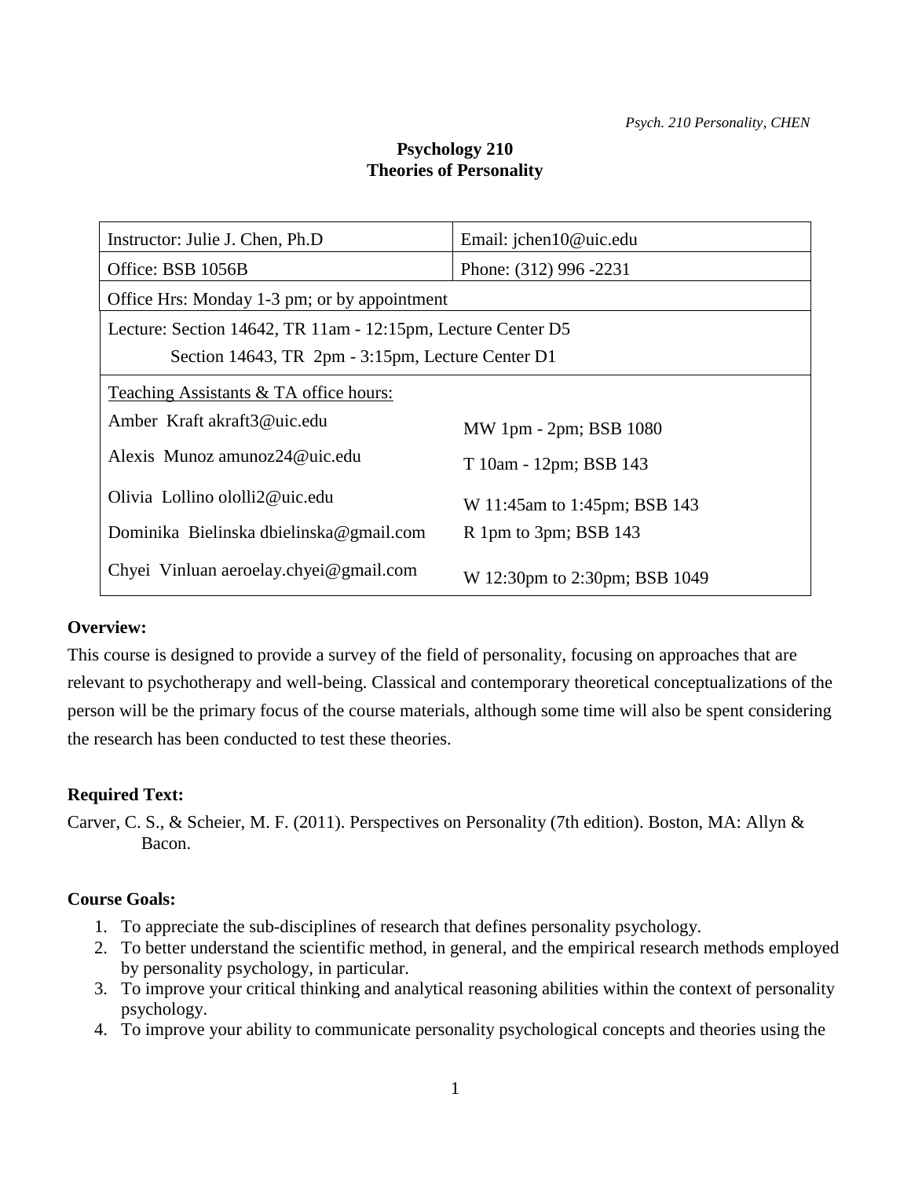# Psychology 210
# Theories of Personality

| Instructor: Julie J. Chen, Ph.D | Email: jchen10@uic.edu |
|---|---|
| Office: BSB 1056B | Phone: (312) 996 -2231 |
| Office Hrs: Monday 1-3 pm; or by appointment | |
| Lecture: Section 14642, TR 11am - 12:15pm, Lecture Center D5<br>Section 14643, TR 2pm - 3:15pm, Lecture Center D1 | |
| Teaching Assistants & TA office hours: | |
| Amber Kraft akraft3@uic.edu | MW 1pm - 2pm; BSB 1080 |
| Alexis Munoz amunoz24@uic.edu | T 10am - 12pm; BSB 143 |
| Olivia Lollino ololli2@uic.edu | W 11:45am to 1:45pm; BSB 143 |
| Dominika Bielinska dbielinska@gmail.com | R 1pm to 3pm; BSB 143 |
| Chyei Vinluan aeroelay.chyei@gmail.com | W 12:30pm to 2:30pm; BSB 1049 |

**Overview:**

This course is designed to provide a survey of the field of personality, focusing on approaches that are relevant to psychotherapy and well-being. Classical and contemporary theoretical conceptualizations of the person will be the primary focus of the course materials, although some time will also be spent considering the research has been conducted to test these theories.

**Required Text:**

Carver, C. S., & Scheier, M. F. (2011). Perspectives on Personality (7th edition). Boston, MA: Allyn & Bacon.

**Course Goals:**

1. To appreciate the sub-disciplines of research that defines personality psychology.
2. To better understand the scientific method, in general, and the empirical research methods employed by personality psychology, in particular.
3. To improve your critical thinking and analytical reasoning abilities within the context of personality psychology.
4. To improve your ability to communicate personality psychological concepts and theories using the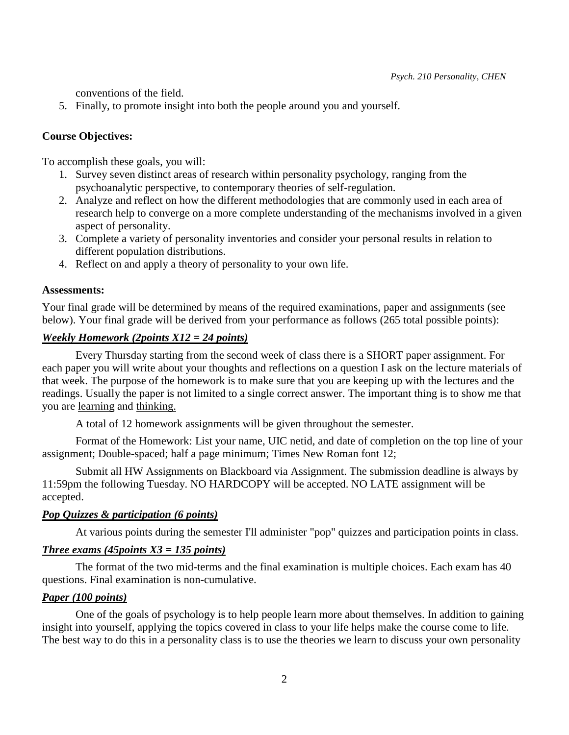conventions of the field.

5. Finally, to promote insight into both the people around you and yourself.

**Course Objectives:**

To accomplish these goals, you will:

1. Survey seven distinct areas of research within personality psychology, ranging from the psychoanalytic perspective, to contemporary theories of self-regulation.
2. Analyze and reflect on how the different methodologies that are commonly used in each area of research help to converge on a more complete understanding of the mechanisms involved in a given aspect of personality.
3. Complete a variety of personality inventories and consider your personal results in relation to different population distributions.
4. Reflect on and apply a theory of personality to your own life.

**Assessments:**

Your final grade will be determined by means of the required examinations, paper and assignments (see below). Your final grade will be derived from your performance as follows (265 total possible points):

***Weekly Homework (2points X12 = 24 points)***

Every Thursday starting from the second week of class there is a SHORT paper assignment. For each paper you will write about your thoughts and reflections on a question I ask on the lecture materials of that week. The purpose of the homework is to make sure that you are keeping up with the lectures and the readings. Usually the paper is not limited to a single correct answer. The important thing is to show me that you are learning and thinking.

A total of 12 homework assignments will be given throughout the semester.

Format of the Homework: List your name, UIC netid, and date of completion on the top line of your assignment; Double-spaced; half a page minimum; Times New Roman font 12;

Submit all HW Assignments on Blackboard via Assignment. The submission deadline is always by 11:59pm the following Tuesday. NO HARDCOPY will be accepted. NO LATE assignment will be accepted.

***Pop Quizzes & participation (6 points)***

At various points during the semester I'll administer "pop" quizzes and participation points in class.

***Three exams (45points X3 = 135 points)***

The format of the two mid-terms and the final examination is multiple choices. Each exam has 40 questions. Final examination is non-cumulative.

***Paper (100 points)***

One of the goals of psychology is to help people learn more about themselves. In addition to gaining insight into yourself, applying the topics covered in class to your life helps make the course come to life. The best way to do this in a personality class is to use the theories we learn to discuss your own personality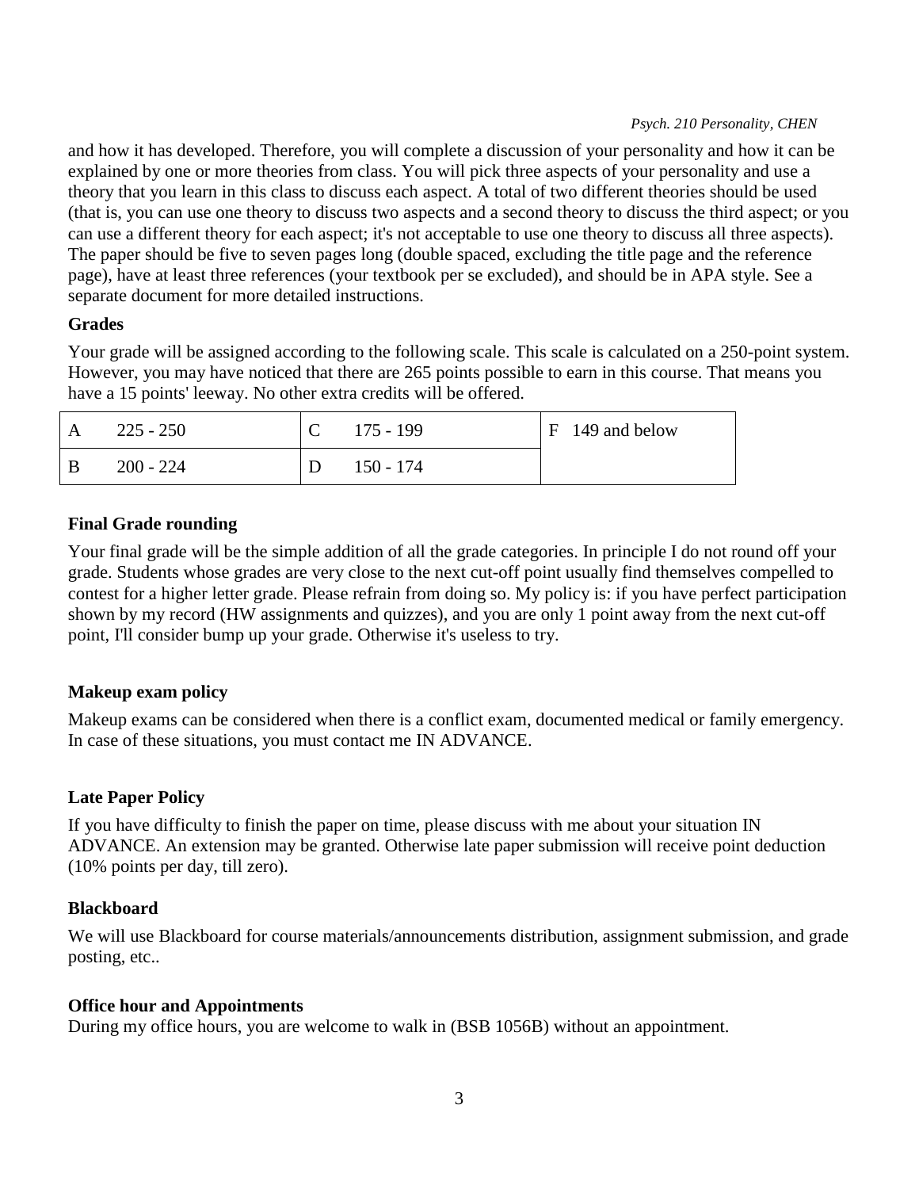and how it has developed. Therefore, you will complete a discussion of your personality and how it can be explained by one or more theories from class. You will pick three aspects of your personality and use a theory that you learn in this class to discuss each aspect. A total of two different theories should be used (that is, you can use one theory to discuss two aspects and a second theory to discuss the third aspect; or you can use a different theory for each aspect; it's not acceptable to use one theory to discuss all three aspects). The paper should be five to seven pages long (double spaced, excluding the title page and the reference page), have at least three references (your textbook per se excluded), and should be in APA style. See a separate document for more detailed instructions.

### Grades

Your grade will be assigned according to the following scale. This scale is calculated on a 250-point system. However, you may have noticed that there are 265 points possible to earn in this course. That means you have a 15 points' leeway. No other extra credits will be offered.

| | | | | |
|---|---|---|---|---|
| A | 225 - 250 | C | 175 - 199 | F 149 and below |
| B | 200 - 224 | D | 150 - 174 | |

### Final Grade rounding

Your final grade will be the simple addition of all the grade categories. In principle I do not round off your grade. Students whose grades are very close to the next cut-off point usually find themselves compelled to contest for a higher letter grade. Please refrain from doing so. My policy is: if you have perfect participation shown by my record (HW assignments and quizzes), and you are only 1 point away from the next cut-off point, I'll consider bump up your grade. Otherwise it's useless to try.

### Makeup exam policy

Makeup exams can be considered when there is a conflict exam, documented medical or family emergency. In case of these situations, you must contact me IN ADVANCE.

### Late Paper Policy

If you have difficulty to finish the paper on time, please discuss with me about your situation IN ADVANCE. An extension may be granted. Otherwise late paper submission will receive point deduction (10% points per day, till zero).

### Blackboard

We will use Blackboard for course materials/announcements distribution, assignment submission, and grade posting, etc..

### Office hour and Appointments

During my office hours, you are welcome to walk in (BSB 1056B) without an appointment.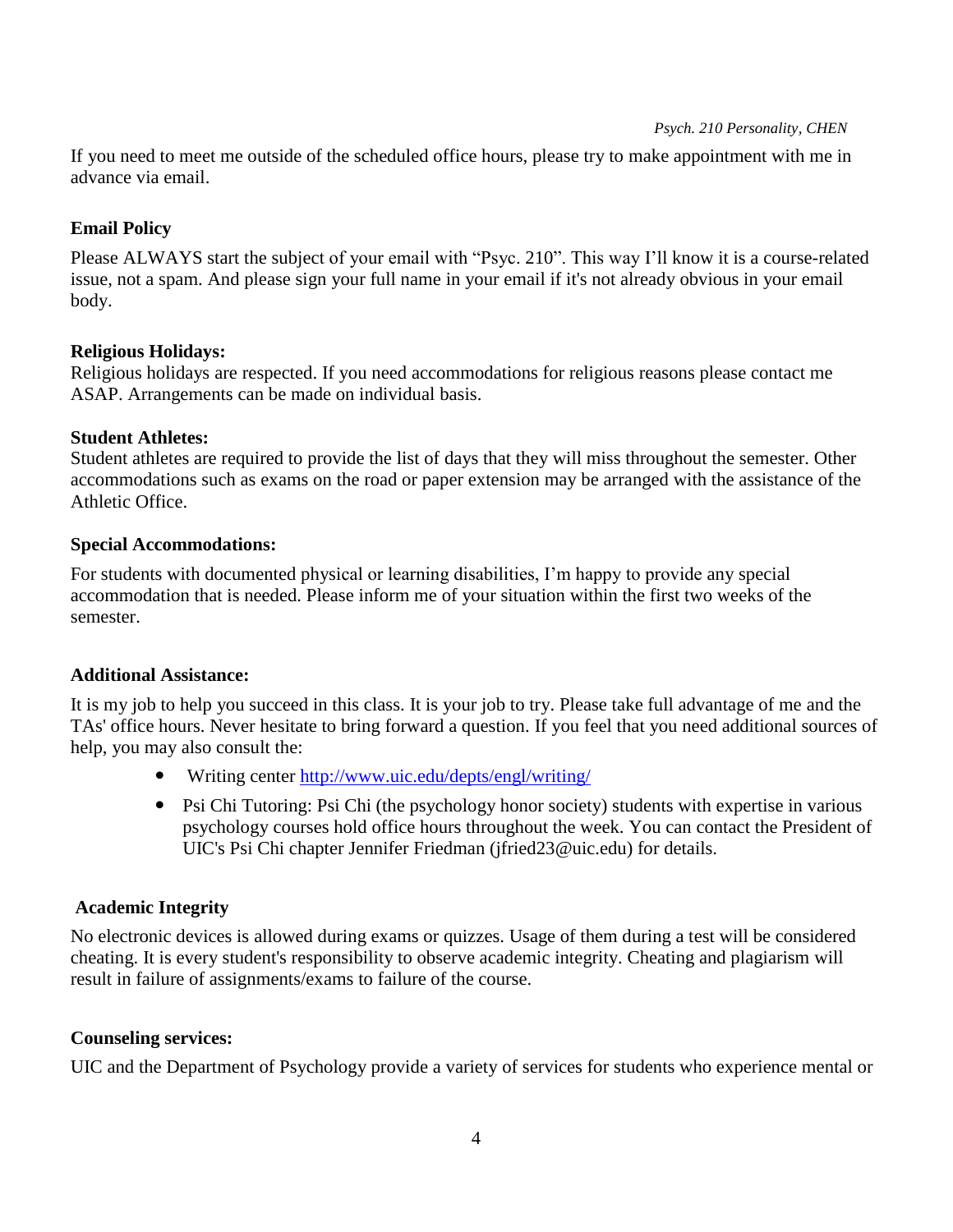If you need to meet me outside of the scheduled office hours, please try to make appointment with me in advance via email.

**Email Policy**

Please ALWAYS start the subject of your email with "Psyc. 210". This way I'll know it is a course-related issue, not a spam. And please sign your full name in your email if it's not already obvious in your email body.

**Religious Holidays:**

Religious holidays are respected. If you need accommodations for religious reasons please contact me ASAP. Arrangements can be made on individual basis.

**Student Athletes:**

Student athletes are required to provide the list of days that they will miss throughout the semester. Other accommodations such as exams on the road or paper extension may be arranged with the assistance of the Athletic Office.

**Special Accommodations:**

For students with documented physical or learning disabilities, I'm happy to provide any special accommodation that is needed. Please inform me of your situation within the first two weeks of the semester.

**Additional Assistance:**

It is my job to help you succeed in this class. It is your job to try. Please take full advantage of me and the TAs' office hours. Never hesitate to bring forward a question. If you feel that you need additional sources of help, you may also consult the:

- Writing center [http://www.uic.edu/depts/engl/writing/](http://www.uic.edu/depts/engl/writing/)
- Psi Chi Tutoring: Psi Chi (the psychology honor society) students with expertise in various psychology courses hold office hours throughout the week. You can contact the President of UIC's Psi Chi chapter Jennifer Friedman (jfried23@uic.edu) for details.

**Academic Integrity**

No electronic devices is allowed during exams or quizzes. Usage of them during a test will be considered cheating. It is every student's responsibility to observe academic integrity. Cheating and plagiarism will result in failure of assignments/exams to failure of the course.

**Counseling services:**

UIC and the Department of Psychology provide a variety of services for students who experience mental or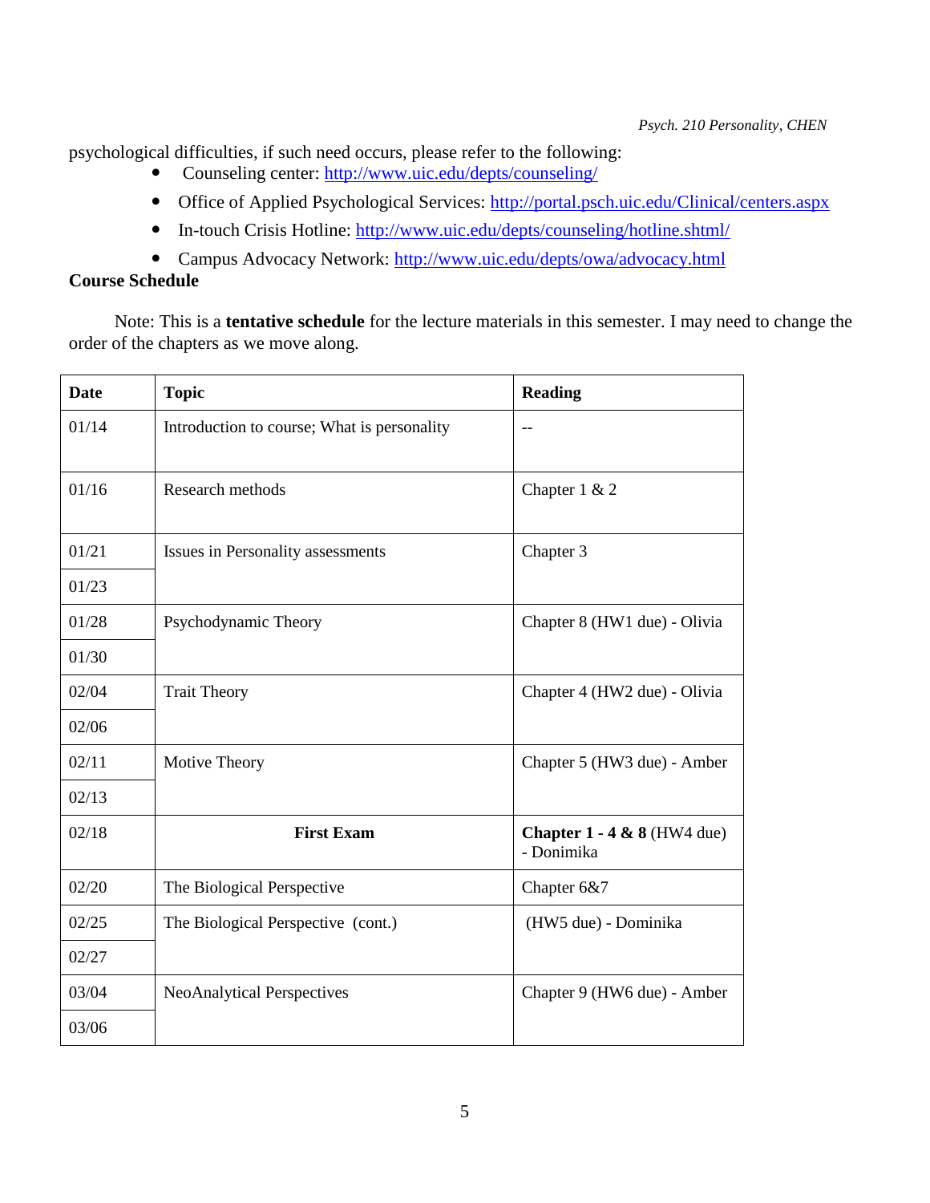psychological difficulties, if such need occurs, please refer to the following:

- Counseling center: http://www.uic.edu/depts/counseling/
- Office of Applied Psychological Services: http://portal.psch.uic.edu/Clinical/centers.aspx
- In-touch Crisis Hotline: http://www.uic.edu/depts/counseling/hotline.shtml/
- Campus Advocacy Network: http://www.uic.edu/depts/owa/advocacy.html

**Course Schedule**

Note: This is a **tentative schedule** for the lecture materials in this semester. I may need to change the order of the chapters as we move along.

| Date | Topic | Reading |
|---|---|---|
| 01/14 | Introduction to course; What is personality | -- |
| 01/16 | Research methods | Chapter 1 & 2 |
| 01/21 | Issues in Personality assessments | Chapter 3 |
| 01/23 | | |
| 01/28 | Psychodynamic Theory | Chapter 8 (HW1 due) - Olivia |
| 01/30 | | |
| 02/04 | Trait Theory | Chapter 4 (HW2 due) - Olivia |
| 02/06 | | |
| 02/11 | Motive Theory | Chapter 5 (HW3 due) - Amber |
| 02/13 | | |
| 02/18 | **First Exam** | **Chapter 1 - 4 & 8** (HW4 due) - Donimika |
| 02/20 | The Biological Perspective | Chapter 6&7 |
| 02/25 | The Biological Perspective (cont.) | (HW5 due) - Dominika |
| 02/27 | | |
| 03/04 | NeoAnalytical Perspectives | Chapter 9 (HW6 due) - Amber |
| 03/06 | | |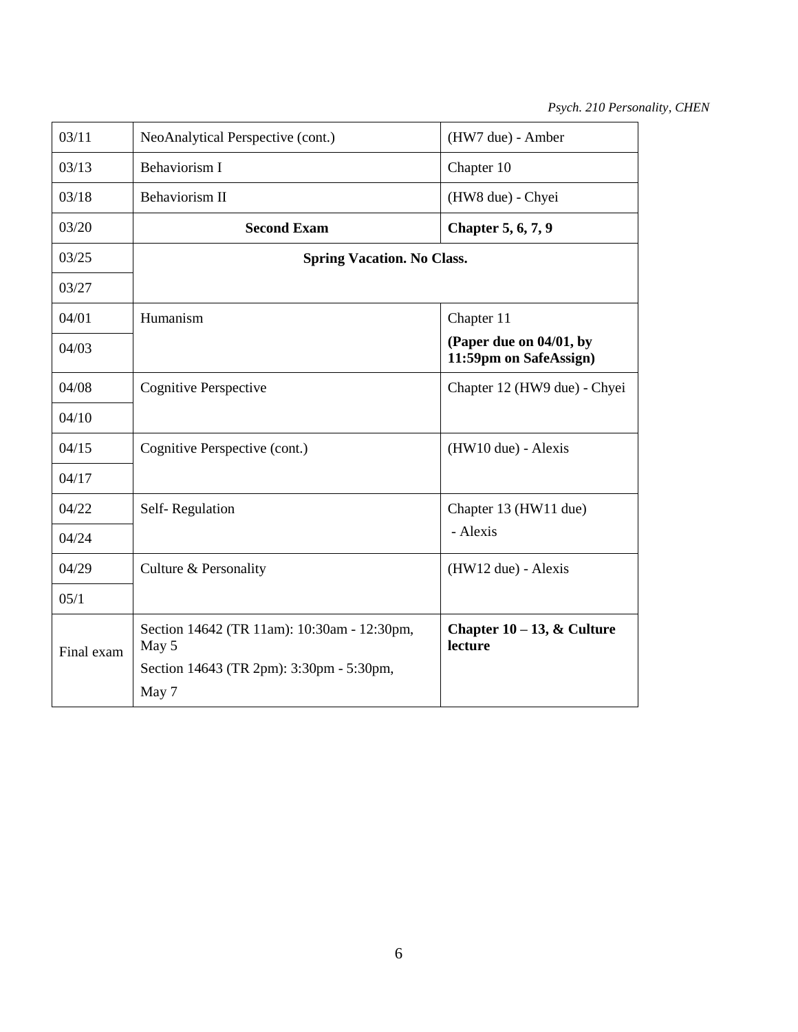| | | |
|---|---|---|
| 03/11 | NeoAnalytical Perspective (cont.) | (HW7 due) - Amber |
| 03/13 | Behaviorism I | Chapter 10 |
| 03/18 | Behaviorism II | (HW8 due) - Chyei |
| 03/20 | **Second Exam** | **Chapter 5, 6, 7, 9** |
| 03/25 | **Spring Vacation. No Class.** | |
| 03/27 | | |
| 04/01 | Humanism | Chapter 11 |
| 04/03 | | **(Paper due on 04/01, by 11:59pm on SafeAssign)** |
| 04/08 | Cognitive Perspective | Chapter 12 (HW9 due) - Chyei |
| 04/10 | | |
| 04/15 | Cognitive Perspective (cont.) | (HW10 due) - Alexis |
| 04/17 | | |
| 04/22 | Self- Regulation | Chapter 13 (HW11 due) - Alexis |
| 04/24 | | |
| 04/29 | Culture & Personality | (HW12 due) - Alexis |
| 05/1 | | |
| Final exam | Section 14642 (TR 11am): 10:30am - 12:30pm, May 5<br>Section 14643 (TR 2pm): 3:30pm - 5:30pm, May 7 | **Chapter 10 – 13, & Culture lecture** |